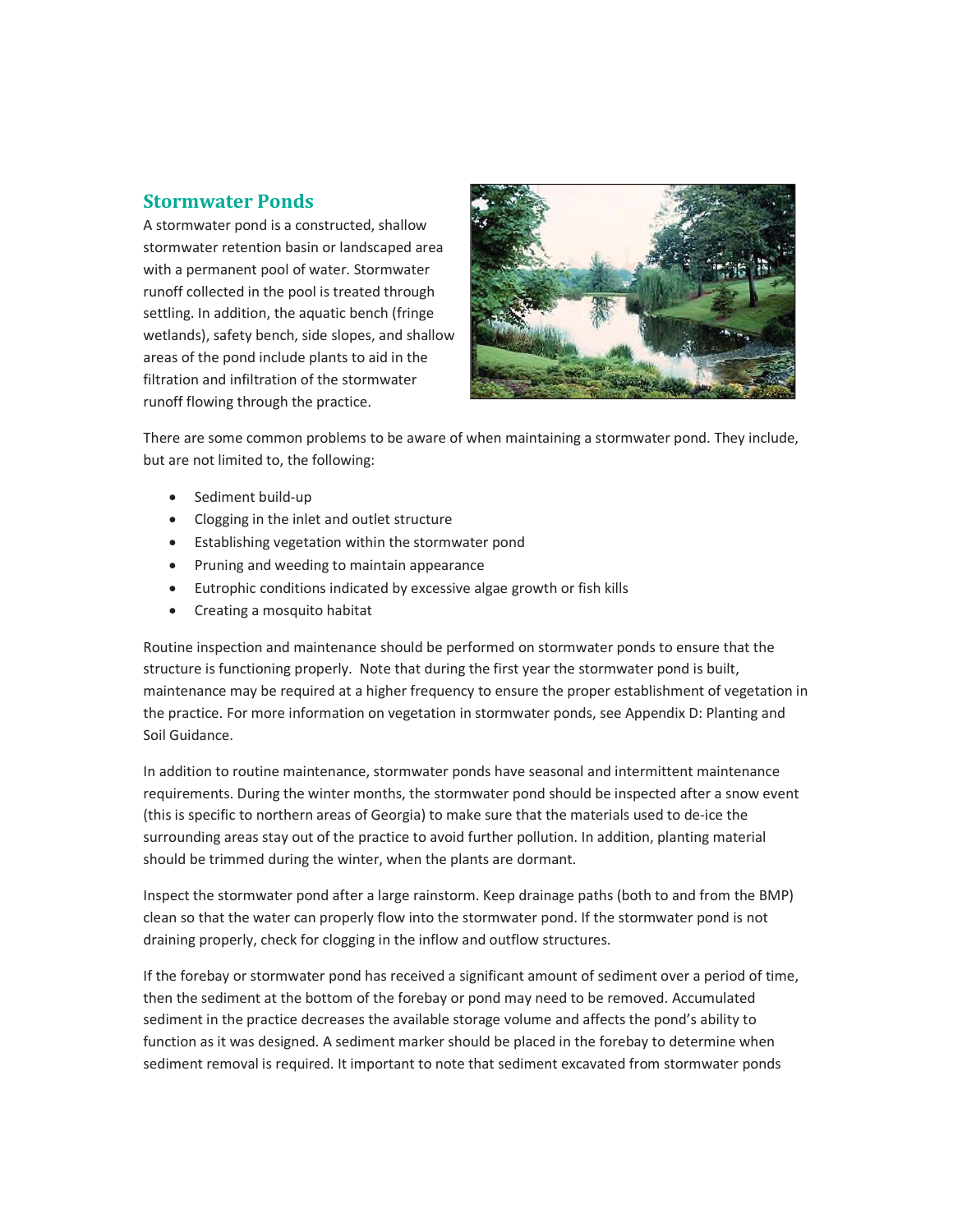## Stormwater Ponds

A stormwater pond is a constructed, shallow stormwater retention basin or landscaped area with a permanent pool of water. Stormwater runoff collected in the pool is treated through settling. In addition, the aquatic bench (fringe wetlands), safety bench, side slopes, and shallow areas of the pond include plants to aid in the filtration and infiltration of the stormwater runoff flowing through the practice.

There are some common problems to be aware of when maintaining a stormwater pond. They include, but are not limited to, the following:

- Sediment build-up
- Clogging in the inlet and outlet structure
- Establishing vegetation within the stormwater pond
- Pruning and weeding to maintain appearance
- Eutrophic conditions indicated by excessive algae growth or fish kills
- Creating a mosquito habitat

Routine inspection and maintenance should be performed on stormwater ponds to ensure that the structure is functioning properly. Note that during the first year the stormwater pond is built, maintenance may be required at a higher frequency to ensure the proper establishment of vegetation in the practice. For more information on vegetation in stormwater ponds, see Appendix D: Planting and Soil Guidance.

In addition to routine maintenance, stormwater ponds have seasonal and intermittent maintenance requirements. During the winter months, the stormwater pond should be inspected after a snow event (this is specific to northern areas of Georgia) to make sure that the materials used to de-ice the surrounding areas stay out of the practice to avoid further pollution. In addition, planting material should be trimmed during the winter, when the plants are dormant.

Inspect the stormwater pond after a large rainstorm. Keep drainage paths (both to and from the BMP) clean so that the water can properly flow into the stormwater pond. If the stormwater pond is not draining properly, check for clogging in the inflow and outflow structures.

If the forebay or stormwater pond has received a significant amount of sediment over a period of time, then the sediment at the bottom of the forebay or pond may need to be removed. Accumulated sediment in the practice decreases the available storage volume and affects the pond's ability to function as it was designed. A sediment marker should be placed in the forebay to determine when sediment removal is required. It important to note that sediment excavated from stormwater ponds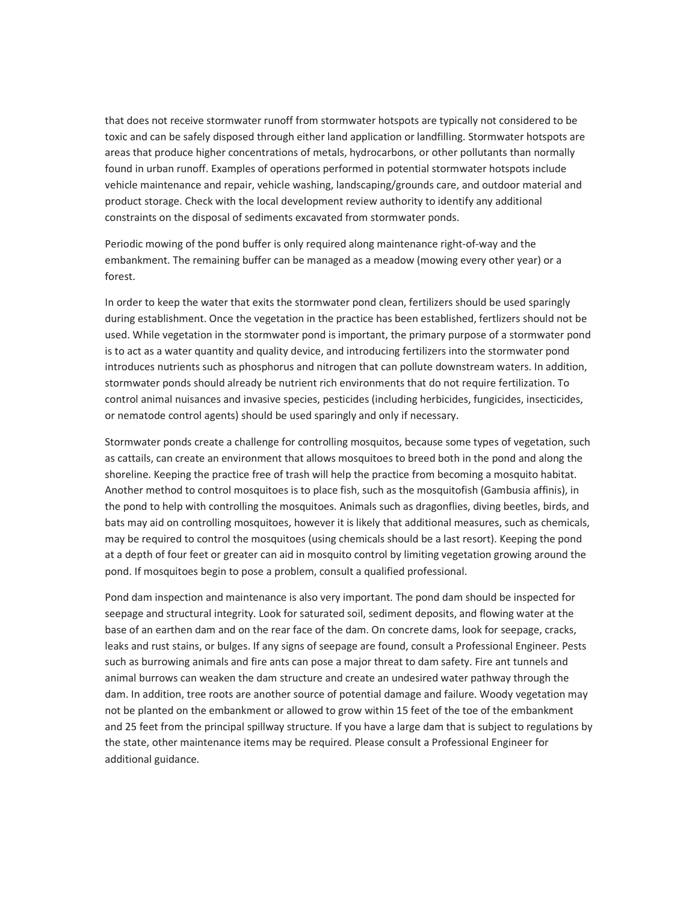that does not receive stormwater runoff from stormwater hotspots are typically not considered to be toxic and can be safely disposed through either land application or landfilling. Stormwater hotspots are areas that produce higher concentrations of metals, hydrocarbons, or other pollutants than normally found in urban runoff. Examples of operations performed in potential stormwater hotspots include vehicle maintenance and repair, vehicle washing, landscaping/grounds care, and outdoor material and product storage. Check with the local development review authority to identify any additional constraints on the disposal of sediments excavated from stormwater ponds.

Periodic mowing of the pond buffer is only required along maintenance right-of-way and the embankment. The remaining buffer can be managed as a meadow (mowing every other year) or a forest.

In order to keep the water that exits the stormwater pond clean, fertilizers should be used sparingly during establishment. Once the vegetation in the practice has been established, fertlizers should not be used. While vegetation in the stormwater pond is important, the primary purpose of a stormwater pond is to act as a water quantity and quality device, and introducing fertilizers into the stormwater pond introduces nutrients such as phosphorus and nitrogen that can pollute downstream waters. In addition, stormwater ponds should already be nutrient rich environments that do not require fertilization. To control animal nuisances and invasive species, pesticides (including herbicides, fungicides, insecticides, or nematode control agents) should be used sparingly and only if necessary.

Stormwater ponds create a challenge for controlling mosquitos, because some types of vegetation, such as cattails, can create an environment that allows mosquitoes to breed both in the pond and along the shoreline. Keeping the practice free of trash will help the practice from becoming a mosquito habitat. Another method to control mosquitoes is to place fish, such as the mosquitofish (Gambusia affinis), in the pond to help with controlling the mosquitoes. Animals such as dragonflies, diving beetles, birds, and bats may aid on controlling mosquitoes, however it is likely that additional measures, such as chemicals, may be required to control the mosquitoes (using chemicals should be a last resort). Keeping the pond at a depth of four feet or greater can aid in mosquito control by limiting vegetation growing around the pond. If mosquitoes begin to pose a problem, consult a qualified professional.

Pond dam inspection and maintenance is also very important. The pond dam should be inspected for seepage and structural integrity. Look for saturated soil, sediment deposits, and flowing water at the base of an earthen dam and on the rear face of the dam. On concrete dams, look for seepage, cracks, leaks and rust stains, or bulges. If any signs of seepage are found, consult a Professional Engineer. Pests such as burrowing animals and fire ants can pose a major threat to dam safety. Fire ant tunnels and animal burrows can weaken the dam structure and create an undesired water pathway through the dam. In addition, tree roots are another source of potential damage and failure. Woody vegetation may not be planted on the embankment or allowed to grow within 15 feet of the toe of the embankment and 25 feet from the principal spillway structure. If you have a large dam that is subject to regulations by the state, other maintenance items may be required. Please consult a Professional Engineer for additional guidance.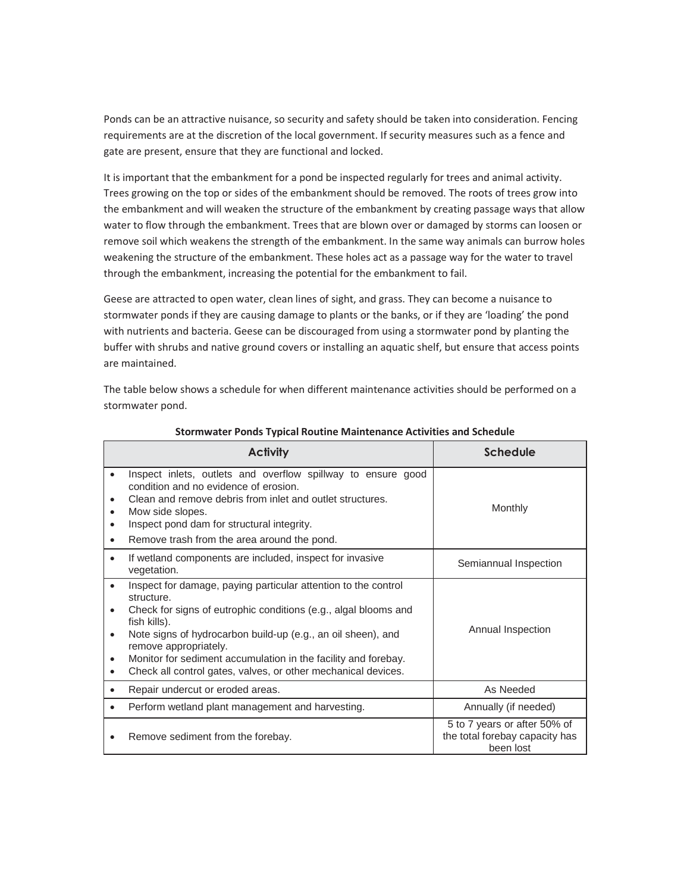Ponds can be an attractive nuisance, so security and safety should be taken into consideration. Fencing requirements are at the discretion of the local government. If security measures such as a fence and gate are present, ensure that they are functional and locked.

It is important that the embankment for a pond be inspected regularly for trees and animal activity. Trees growing on the top or sides of the embankment should be removed. The roots of trees grow into the embankment and will weaken the structure of the embankment by creating passage ways that allow water to flow through the embankment. Trees that are blown over or damaged by storms can loosen or remove soil which weakens the strength of the embankment. In the same way animals can burrow holes weakening the structure of the embankment. These holes act as a passage way for the water to travel through the embankment, increasing the potential for the embankment to fail.

Geese are attracted to open water, clean lines of sight, and grass. They can become a nuisance to stormwater ponds if they are causing damage to plants or the banks, or if they are 'loading' the pond with nutrients and bacteria. Geese can be discouraged from using a stormwater pond by planting the buffer with shrubs and native ground covers or installing an aquatic shelf, but ensure that access points are maintained.

The table below shows a schedule for when different maintenance activities should be performed on a stormwater pond.

**Stormwater Ponds Typical Routine Maintenance Activities and Schedule**

| Activity | Schedule |
|---|---|
| • Inspect inlets, outlets and overflow spillway to ensure good condition and no evidence of erosion.<br>• Clean and remove debris from inlet and outlet structures.<br>• Mow side slopes.<br>• Inspect pond dam for structural integrity.<br>• Remove trash from the area around the pond. | Monthly |
| • If wetland components are included, inspect for invasive vegetation. | Semiannual Inspection |
| • Inspect for damage, paying particular attention to the control structure.<br>• Check for signs of eutrophic conditions (e.g., algal blooms and fish kills).<br>• Note signs of hydrocarbon build-up (e.g., an oil sheen), and remove appropriately.<br>• Monitor for sediment accumulation in the facility and forebay.<br>• Check all control gates, valves, or other mechanical devices. | Annual Inspection |
| • Repair undercut or eroded areas. | As Needed |
| • Perform wetland plant management and harvesting. | Annually (if needed) |
| • Remove sediment from the forebay. | 5 to 7 years or after 50% of the total forebay capacity has been lost |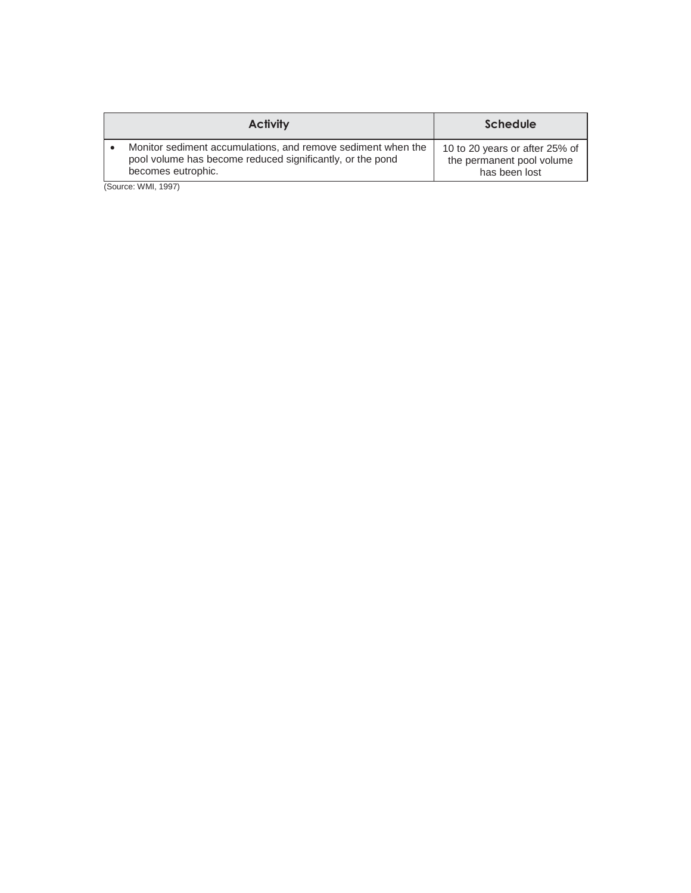| Activity | Schedule |
|---|---|
| • Monitor sediment accumulations, and remove sediment when the pool volume has become reduced significantly, or the pond becomes eutrophic. | 10 to 20 years or after 25% of the permanent pool volume has been lost |

(Source: WMI, 1997)